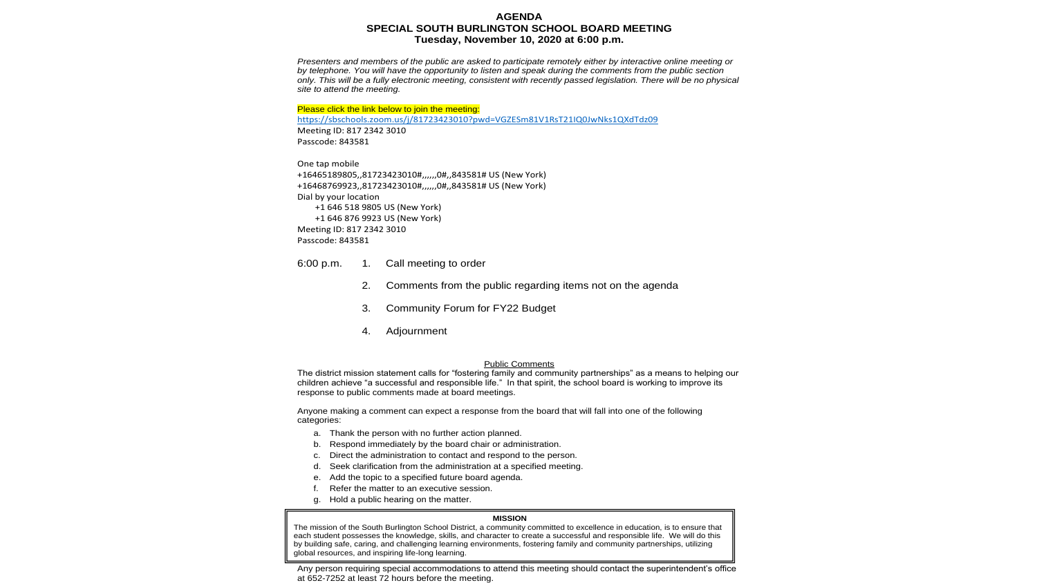# AGENDA
## SPECIAL SOUTH BURLINGTON SCHOOL BOARD MEETING
### Tuesday, November 10, 2020 at 6:00 p.m.

*Presenters and members of the public are asked to participate remotely either by interactive online meeting or by telephone. You will have the opportunity to listen and speak during the comments from the public section only. This will be a fully electronic meeting, consistent with recently passed legislation. There will be no physical site to attend the meeting.*

Please click the link below to join the meeting:
https://sbschools.zoom.us/j/81723423010?pwd=VGZESm81V1RsT21IQ0JwNks1QXdTdz09
Meeting ID: 817 2342 3010
Passcode: 843581

One tap mobile
+16465189805,,81723423010#,,,,,,0#,,843581# US (New York)
+16468769923,,81723423010#,,,,,,0#,,843581# US (New York)
Dial by your location
+1 646 518 9805 US (New York)
+1 646 876 9923 US (New York)
Meeting ID: 817 2342 3010
Passcode: 843581

6:00 p.m.

1. Call meeting to order
2. Comments from the public regarding items not on the agenda
3. Community Forum for FY22 Budget
4. Adjournment

Public Comments

The district mission statement calls for "fostering family and community partnerships" as a means to helping our children achieve "a successful and responsible life." In that spirit, the school board is working to improve its response to public comments made at board meetings.

Anyone making a comment can expect a response from the board that will fall into one of the following categories:

a. Thank the person with no further action planned.
b. Respond immediately by the board chair or administration.
c. Direct the administration to contact and respond to the person.
d. Seek clarification from the administration at a specified meeting.
e. Add the topic to a specified future board agenda.
f. Refer the matter to an executive session.
g. Hold a public hearing on the matter.

**MISSION**

The mission of the South Burlington School District, a community committed to excellence in education, is to ensure that each student possesses the knowledge, skills, and character to create a successful and responsible life. We will do this by building safe, caring, and challenging learning environments, fostering family and community partnerships, utilizing global resources, and inspiring life-long learning.

Any person requiring special accommodations to attend this meeting should contact the superintendent's office at 652-7252 at least 72 hours before the meeting.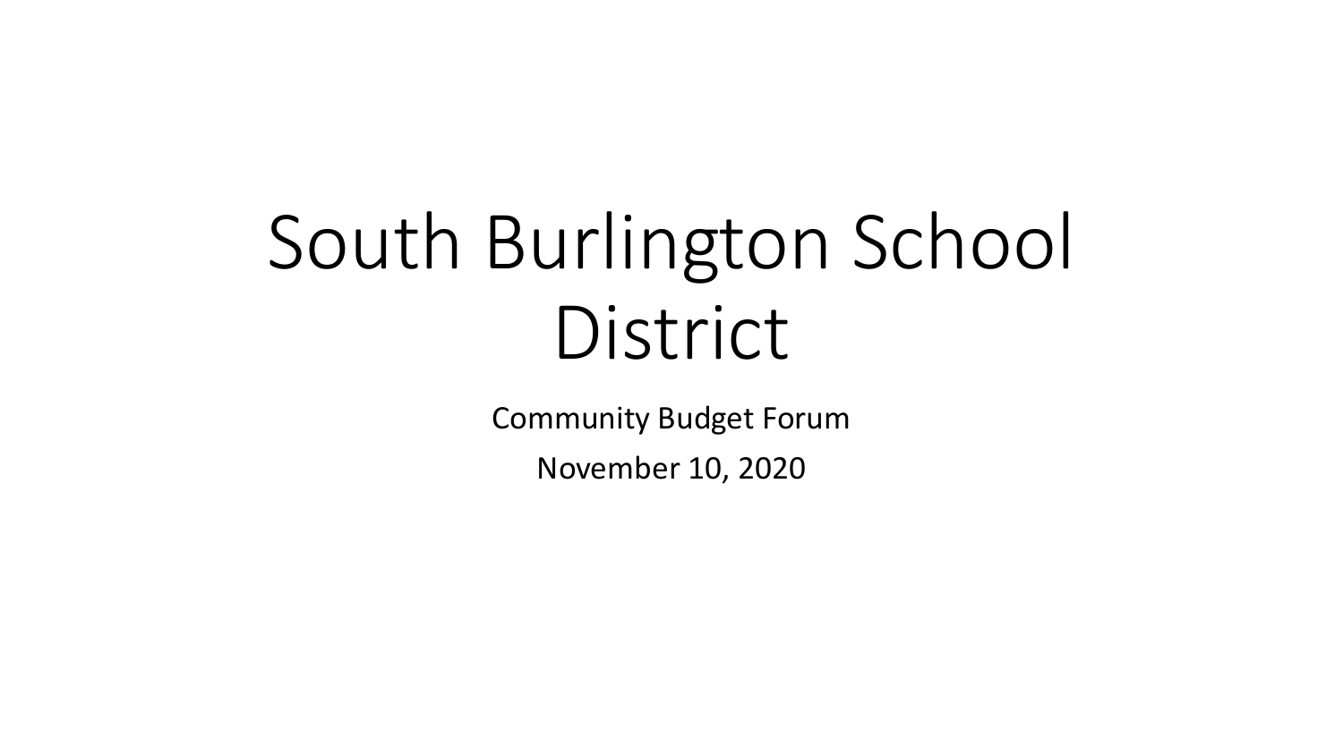# South Burlington School District

Community Budget Forum

November 10, 2020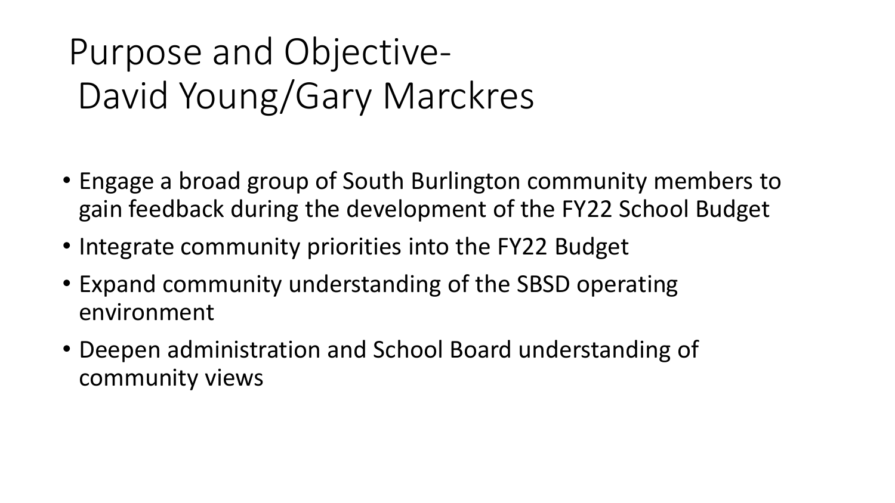# Purpose and Objective- David Young/Gary Marckres

- Engage a broad group of South Burlington community members to gain feedback during the development of the FY22 School Budget
- Integrate community priorities into the FY22 Budget
- Expand community understanding of the SBSD operating environment
- Deepen administration and School Board understanding of community views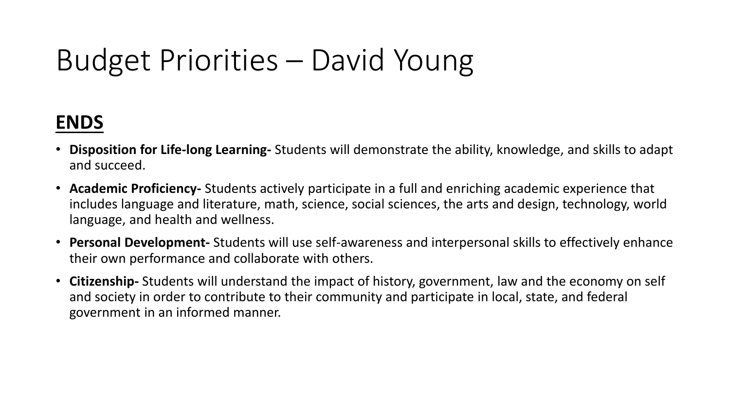# Budget Priorities – David Young

## ENDS

- **Disposition for Life-long Learning-** Students will demonstrate the ability, knowledge, and skills to adapt and succeed.
- **Academic Proficiency-** Students actively participate in a full and enriching academic experience that includes language and literature, math, science, social sciences, the arts and design, technology, world language, and health and wellness.
- **Personal Development-** Students will use self-awareness and interpersonal skills to effectively enhance their own performance and collaborate with others.
- **Citizenship-** Students will understand the impact of history, government, law and the economy on self and society in order to contribute to their community and participate in local, state, and federal government in an informed manner.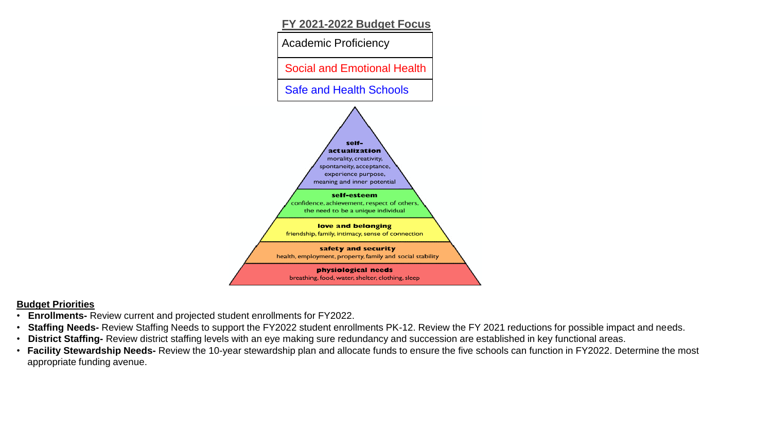## FY 2021-2022 Budget Focus

| Academic Proficiency |
|---|
| Social and Emotional Health |
| Safe and Health Schools |

**self-actualization**
morality, creativity, spontaneity, acceptance, experience purpose, meaning and inner potential

**self-esteem**
confidence, achievement, respect of others, the need to be a unique individual

**love and belonging**
friendship, family, intimacy, sense of connection

**safety and security**
health, employment, property, family and social stability

**physiological needs**
breathing, food, water, shelter, clothing, sleep

### Budget Priorities

- **Enrollments-** Review current and projected student enrollments for FY2022.
- **Staffing Needs-** Review Staffing Needs to support the FY2022 student enrollments PK-12. Review the FY 2021 reductions for possible impact and needs.
- **District Staffing-** Review district staffing levels with an eye making sure redundancy and succession are established in key functional areas.
- **Facility Stewardship Needs-** Review the 10-year stewardship plan and allocate funds to ensure the five schools can function in FY2022. Determine the most appropriate funding avenue.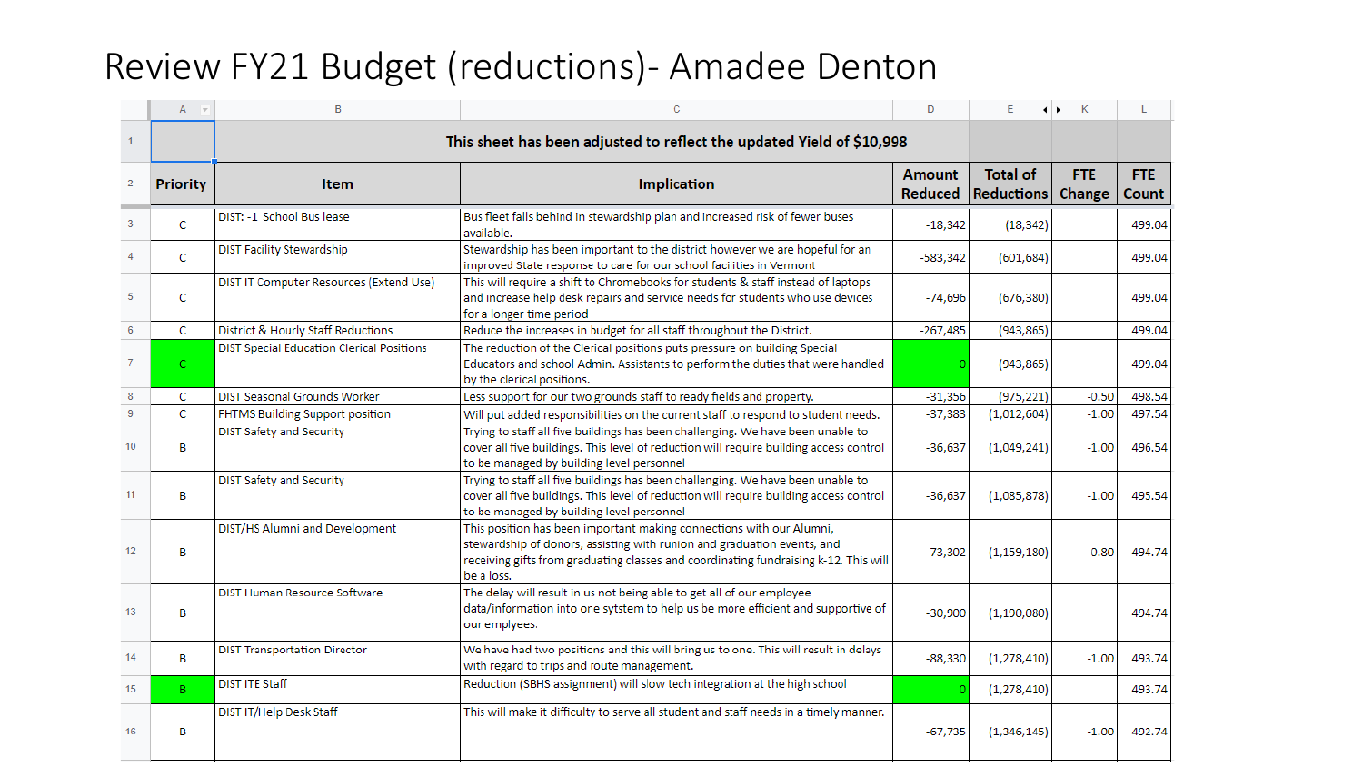# Review FY21 Budget (reductions)- Amadee Denton

| Priority | Item | Implication | Amount Reduced | Total of Reductions | FTE Change | FTE Count |
|---|---|---|---|---|---|---|
| | This sheet has been adjusted to reflect the updated Yield of $10,998 | | | | | |
| C | DIST: -1 School Bus lease | Bus fleet falls behind in stewardship plan and increased risk of fewer buses available. | -18,342 | (18,342) | | 499.04 |
| C | DIST Facility Stewardship | Stewardship has been important to the district however we are hopeful for an improved State response to care for our school facilities in Vermont | -583,342 | (601,684) | | 499.04 |
| C | DIST IT Computer Resources (Extend Use) | This will require a shift to Chromebooks for students & staff instead of laptops and increase help desk repairs and service needs for students who use devices for a longer time period | -74,696 | (676,380) | | 499.04 |
| C | District & Hourly Staff Reductions | Reduce the increases in budget for all staff throughout the District. | -267,485 | (943,865) | | 499.04 |
| C | DIST Special Education Clerical Positions | The reduction of the Clerical positions puts pressure on building Special Educators and school Admin. Assistants to perform the duties that were handled by the clerical positions. | 0 | (943,865) | | 499.04 |
| C | DIST Seasonal Grounds Worker | Less support for our two grounds staff to ready fields and property. | -31,356 | (975,221) | -0.50 | 498.54 |
| C | FHTMS Building Support position | Will put added responsibilities on the current staff to respond to student needs. | -37,383 | (1,012,604) | -1.00 | 497.54 |
| B | DIST Safety and Security | Trying to staff all five buildings has been challenging. We have been unable to cover all five buildings. This level of reduction will require building access control to be managed by building level personnel | -36,637 | (1,049,241) | -1.00 | 496.54 |
| B | DIST Safety and Security | Trying to staff all five buildings has been challenging. We have been unable to cover all five buildings. This level of reduction will require building access control to be managed by building level personnel | -36,637 | (1,085,878) | -1.00 | 495.54 |
| B | DIST/HS Alumni and Development | This position has been important making connections with our Alumni, stewardship of donors, assisting with runion and graduation events, and receiving gifts from graduating classes and coordinating fundraising k-12. This will be a loss. | -73,302 | (1,159,180) | -0.80 | 494.74 |
| B | DIST Human Resource Software | The delay will result in us not being able to get all of our employee data/information into one sytstem to help us be more efficient and supportive of our emplyees. | -30,900 | (1,190,080) | | 494.74 |
| B | DIST Transportation Director | We have had two positions and this will bring us to one. This will result in delays with regard to trips and route management. | -88,330 | (1,278,410) | -1.00 | 493.74 |
| B | DIST ITE Staff | Reduction (SBHS assignment) will slow tech integration at the high school | 0 | (1,278,410) | | 493.74 |
| B | DIST IT/Help Desk Staff | This will make it difficulty to serve all student and staff needs in a timely manner. | -67,735 | (1,346,145) | -1.00 | 492.74 |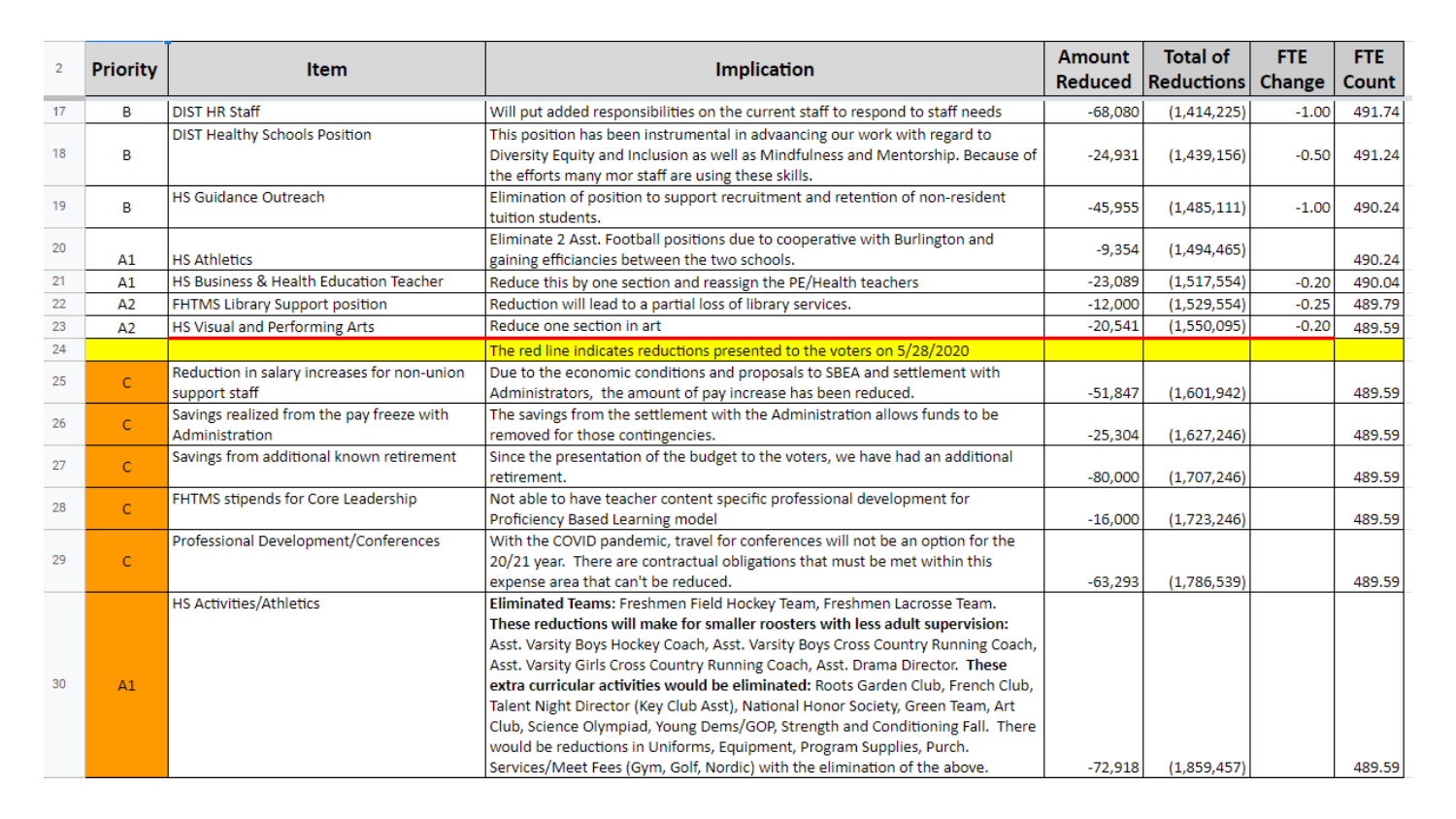| Priority | Item | Implication | Amount Reduced | Total of Reductions | FTE Change | FTE Count |
|---|---|---|---|---|---|---|
| B | DIST HR Staff | Will put added responsibilities on the current staff to respond to staff needs | -68,080 | (1,414,225) | -1.00 | 491.74 |
| B | DIST Healthy Schools Position | This position has been instrumental in advaancing our work with regard to Diversity Equity and Inclusion as well as Mindfulness and Mentorship. Because of the efforts many mor staff are using these skills. | -24,931 | (1,439,156) | -0.50 | 491.24 |
| B | HS Guidance Outreach | Elimination of position to support recruitment and retention of non-resident tuition students. | -45,955 | (1,485,111) | -1.00 | 490.24 |
| A1 | HS Athletics | Eliminate 2 Asst. Football positions due to cooperative with Burlington and gaining efficiancies between the two schools. | -9,354 | (1,494,465) | | 490.24 |
| A1 | HS Business & Health Education Teacher | Reduce this by one section and reassign the PE/Health teachers | -23,089 | (1,517,554) | -0.20 | 490.04 |
| A2 | FHTMS Library Support position | Reduction will lead to a partial loss of library services. | -12,000 | (1,529,554) | -0.25 | 489.79 |
| A2 | HS Visual and Performing Arts | Reduce one section in art | -20,541 | (1,550,095) | -0.20 | 489.59 |
| | | The red line indicates reductions presented to the voters on 5/28/2020 | | | | |
| C | Reduction in salary increases for non-union support staff | Due to the economic conditions and proposals to SBEA and settlement with Administrators, the amount of pay increase has been reduced. | -51,847 | (1,601,942) | | 489.59 |
| C | Savings realized from the pay freeze with Administration | The savings from the settlement with the Administration allows funds to be removed for those contingencies. | -25,304 | (1,627,246) | | 489.59 |
| C | Savings from additional known retirement | Since the presentation of the budget to the voters, we have had an additional retirement. | -80,000 | (1,707,246) | | 489.59 |
| C | FHTMS stipends for Core Leadership | Not able to have teacher content specific professional development for Proficiency Based Learning model | -16,000 | (1,723,246) | | 489.59 |
| C | Professional Development/Conferences | With the COVID pandemic, travel for conferences will not be an option for the 20/21 year. There are contractual obligations that must be met within this expense area that can't be reduced. | -63,293 | (1,786,539) | | 489.59 |
| A1 | HS Activities/Athletics | **Eliminated Teams:** Freshmen Field Hockey Team, Freshmen Lacrosse Team. **These reductions will make for smaller roosters with less adult supervision:** Asst. Varsity Boys Hockey Coach, Asst. Varsity Boys Cross Country Running Coach, Asst. Varsity Girls Cross Country Running Coach, Asst. Drama Director. **These extra curricular activities would be eliminated:** Roots Garden Club, French Club, Talent Night Director (Key Club Asst), National Honor Society, Green Team, Art Club, Science Olympiad, Young Dems/GOP, Strength and Conditioning Fall. There would be reductions in Uniforms, Equipment, Program Supplies, Purch. Services/Meet Fees (Gym, Golf, Nordic) with the elimination of the above. | -72,918 | (1,859,457) | | 489.59 |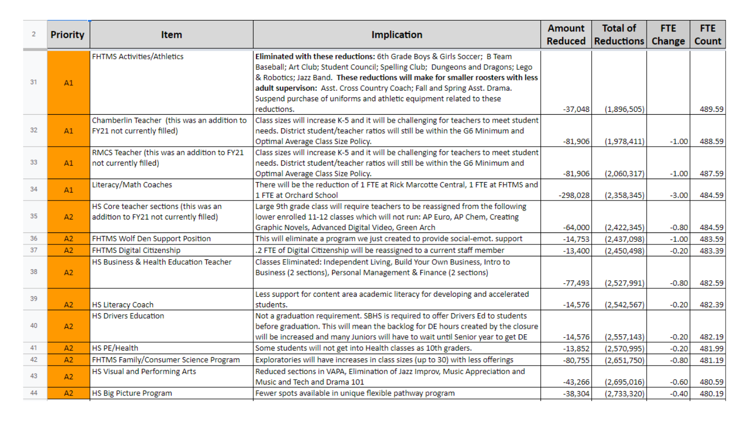| 2 | Priority | Item | Implication | Amount Reduced | Total of Reductions | FTE Change | FTE Count |
|---|---|---|---|---|---|---|---|
| 31 | A1 | FHTMS Activities/Athletics | **Eliminated with these reductions:** 6th Grade Boys & Girls Soccer; B Team Baseball; Art Club; Student Council; Spelling Club; Dungeons and Dragons; Lego & Robotics; Jazz Band. **These reductions will make for smaller roosters with less adult supervison:** Asst. Cross Country Coach; Fall and Spring Asst. Drama. Suspend purchase of uniforms and athletic equipment related to these reductions. | -37,048 | (1,896,505) | | 489.59 |
| 32 | A1 | Chamberlin Teacher (this was an addition to FY21 not currently filled) | Class sizes will increase K-5 and it will be challenging for teachers to meet student needs. District student/teacher ratios will still be within the G6 Minimum and Optimal Average Class Size Policy. | -81,906 | (1,978,411) | -1.00 | 488.59 |
| 33 | A1 | RMCS Teacher (this was an addition to FY21 not currently filled) | Class sizes will increase K-5 and it will be challenging for teachers to meet student needs. District student/teacher ratios will still be within the G6 Minimum and Optimal Average Class Size Policy. | -81,906 | (2,060,317) | -1.00 | 487.59 |
| 34 | A1 | Literacy/Math Coaches | There will be the reduction of 1 FTE at Rick Marcotte Central, 1 FTE at FHTMS and 1 FTE at Orchard School | -298,028 | (2,358,345) | -3.00 | 484.59 |
| 35 | A2 | HS Core teacher sections (this was an addition to FY21 not currently filled) | Large 9th grade class will require teachers to be reassigned from the following lower enrolled 11-12 classes which will not run: AP Euro, AP Chem, Creating Graphic Novels, Advanced Digital Video, Green Arch | -64,000 | (2,422,345) | -0.80 | 484.59 |
| 36 | A2 | FHTMS Wolf Den Support Position | This will eliminate a program we just created to provide social-emot. support | -14,753 | (2,437,098) | -1.00 | 483.59 |
| 37 | A2 | FHTMS Digital Citizenship | .2 FTE of Digital Citizenship will be reassigned to a current staff member | -13,400 | (2,450,498) | -0.20 | 483.39 |
| 38 | A2 | HS Business & Health Education Teacher | Classes Eliminated: Independent Living, Build Your Own Business, Intro to Business (2 sections), Personal Management & Finance (2 sections) | -77,493 | (2,527,991) | -0.80 | 482.59 |
| 39 | A2 | HS Literacy Coach | Less support for content area academic literacy for developing and accelerated students. | -14,576 | (2,542,567) | -0.20 | 482.39 |
| 40 | A2 | HS Drivers Education | Not a graduation requirement. SBHS is required to offer Drivers Ed to students before graduation. This will mean the backlog for DE hours created by the closure will be increased and many Juniors will have to wait until Senior year to get DE | -14,576 | (2,557,143) | -0.20 | 482.19 |
| 41 | A2 | HS PE/Health | Some students will not get into Health classes as 10th graders. | -13,852 | (2,570,995) | -0.20 | 481.99 |
| 42 | A2 | FHTMS Family/Consumer Science Program | Exploratories will have increases in class sizes (up to 30) with less offerings | -80,755 | (2,651,750) | -0.80 | 481.19 |
| 43 | A2 | HS Visual and Performing Arts | Reduced sections in VAPA, Elimination of Jazz Improv, Music Appreciation and Music and Tech and Drama 101 | -43,266 | (2,695,016) | -0.60 | 480.59 |
| 44 | A2 | HS Big Picture Program | Fewer spots available in unique flexible pathway program | -38,304 | (2,733,320) | -0.40 | 480.19 |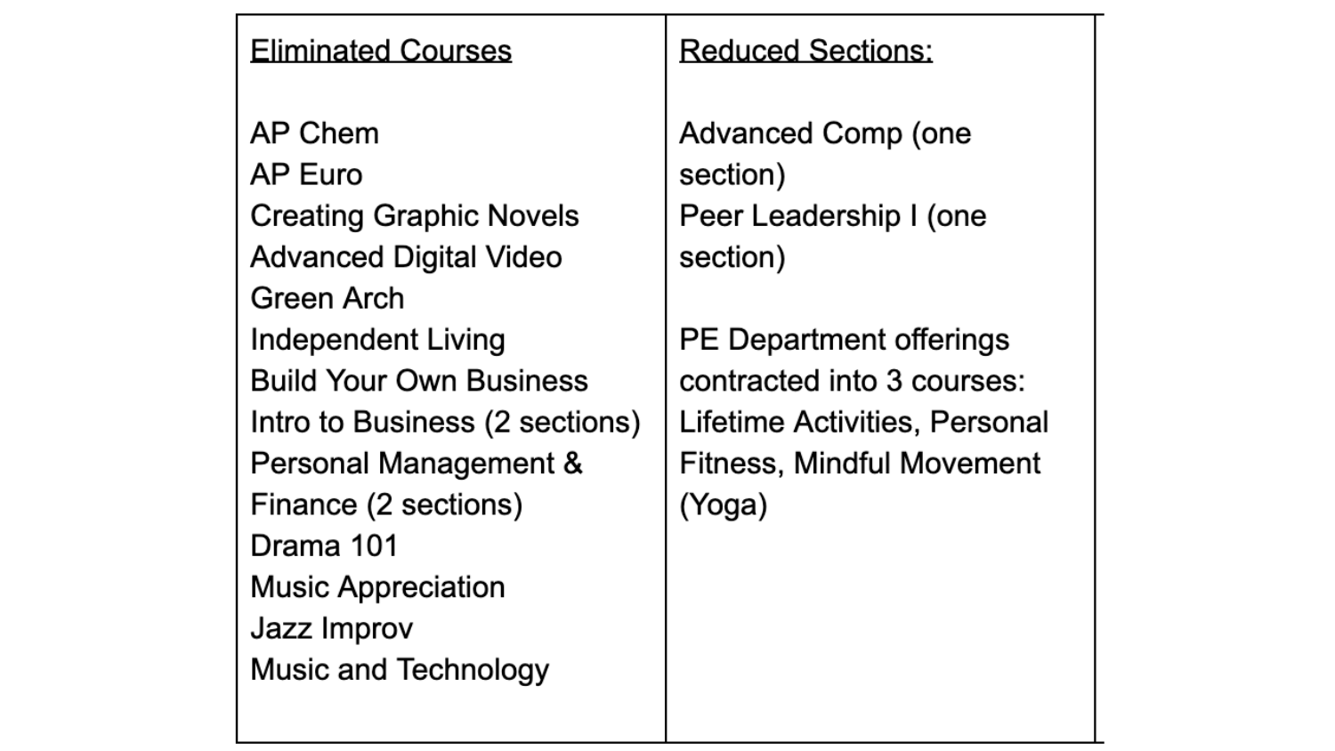| Eliminated Courses | Reduced Sections: |
|---|---|
| AP Chem<br>AP Euro<br>Creating Graphic Novels<br>Advanced Digital Video<br>Green Arch<br>Independent Living<br>Build Your Own Business<br>Intro to Business (2 sections)<br>Personal Management & Finance (2 sections)<br>Drama 101<br>Music Appreciation<br>Jazz Improv<br>Music and Technology | Advanced Comp (one section)<br>Peer Leadership I (one section)<br><br>PE Department offerings contracted into 3 courses: Lifetime Activities, Personal Fitness, Mindful Movement (Yoga) |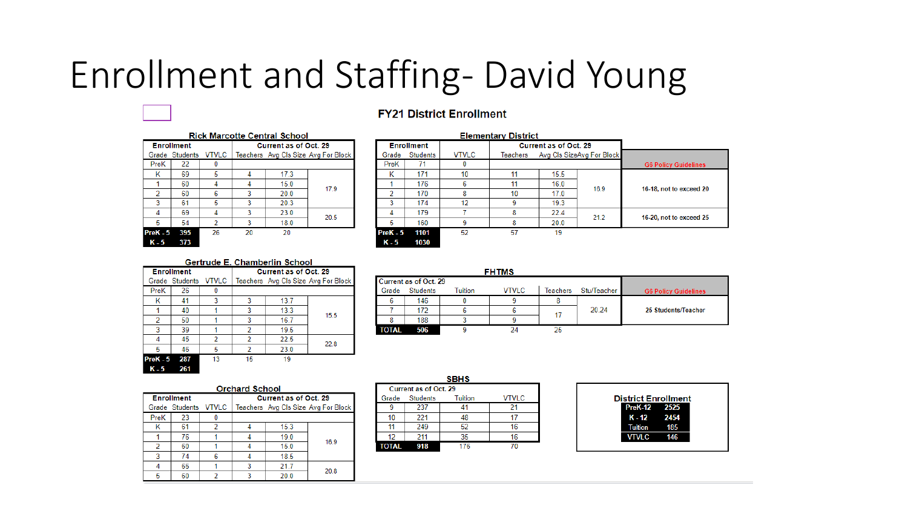# Enrollment and Staffing- David Young

## FY21 District Enrollment

### Rick Marcotte Central School

| Enrollment | | | Current as of Oct. 29 | | |
|---|---|---|---|---|---|
| Grade | Students | VTVLC | Teachers | Avg Cls Size | Avg For Block |
| PreK | 22 | 0 | | | |
| K | 69 | 5 | 4 | 17.3 | 17.9 |
| 1 | 60 | 4 | 4 | 15.0 | |
| 2 | 60 | 6 | 3 | 20.0 | |
| 3 | 61 | 5 | 3 | 20.3 | |
| 4 | 69 | 4 | 3 | 23.0 | 20.5 |
| 5 | 54 | 2 | 3 | 18.0 | |
| **PreK - 5** | **395** | 26 | 20 | 20 | |
| **K - 5** | **373** | | | | |

### Elementary District

| Enrollment | | | Current as of Oct. 29 | | | G6 Policy Guidelines |
|---|---|---|---|---|---|---|
| Grade | Students | VTVLC | Teachers | Avg Cls Size | Avg For Block | |
| PreK | 71 | 0 | | | | |
| K | 171 | 10 | 11 | 15.5 | 16.9 | 16-18, not to exceed 20 |
| 1 | 176 | 6 | 11 | 16.0 | | |
| 2 | 170 | 8 | 10 | 17.0 | | |
| 3 | 174 | 12 | 9 | 19.3 | | |
| 4 | 179 | 7 | 8 | 22.4 | 21.2 | 16-20, not to exceed 25 |
| 5 | 160 | 9 | 8 | 20.0 | | |
| **PreK - 5** | **1101** | 52 | 57 | 19 | | |
| **K - 5** | **1030** | | | | | |

### Gertrude E. Chamberlin School

| Enrollment | | | Current as of Oct. 29 | | |
|---|---|---|---|---|---|
| Grade | Students | VTVLC | Teachers | Avg Cls Size | Avg For Block |
| PreK | 26 | 0 | | | |
| K | 41 | 3 | 3 | 13.7 | 15.5 |
| 1 | 40 | 1 | 3 | 13.3 | |
| 2 | 50 | 1 | 3 | 16.7 | |
| 3 | 39 | 1 | 2 | 19.5 | |
| 4 | 45 | 2 | 2 | 22.5 | 22.8 |
| 5 | 46 | 5 | 2 | 23.0 | |
| **PreK - 5** | **287** | 13 | 15 | 19 | |
| **K - 5** | **261** | | | | |

### FHTMS

| Current as of Oct. 29 | | | | | | G6 Policy Guidelines |
|---|---|---|---|---|---|---|
| Grade | Students | Tuition | VTVLC | Teachers | Stu/Teacher | |
| 6 | 146 | 0 | 9 | 8 | 20.24 | 25 Students/Teacher |
| 7 | 172 | 6 | 6 | 17 | | |
| 8 | 188 | 3 | 9 | | | |
| **TOTAL** | **506** | 9 | 24 | 25 | | |

### Orchard School

| Enrollment | | | Current as of Oct. 29 | | |
|---|---|---|---|---|---|
| Grade | Students | VTVLC | Teachers | Avg Cls Size | Avg For Block |
| PreK | 23 | 0 | | | |
| K | 61 | 2 | 4 | 15.3 | 16.9 |
| 1 | 76 | 1 | 4 | 19.0 | |
| 2 | 60 | 1 | 4 | 15.0 | |
| 3 | 74 | 6 | 4 | 18.5 | |
| 4 | 65 | 1 | 3 | 21.7 | 20.8 |
| 5 | 60 | 2 | 3 | 20.0 | |

### SBHS

| Current as of Oct. 29 | | | |
|---|---|---|---|
| Grade | Students | Tuition | VTVLC |
| 9 | 237 | 41 | 21 |
| 10 | 221 | 48 | 17 |
| 11 | 249 | 52 | 16 |
| 12 | 211 | 35 | 16 |
| **TOTAL** | **918** | 176 | 70 |

### District Enrollment

| | |
|---|---|
| PreK-12 | 2525 |
| K - 12 | 2454 |
| Tuition | 185 |
| VTVLC | 146 |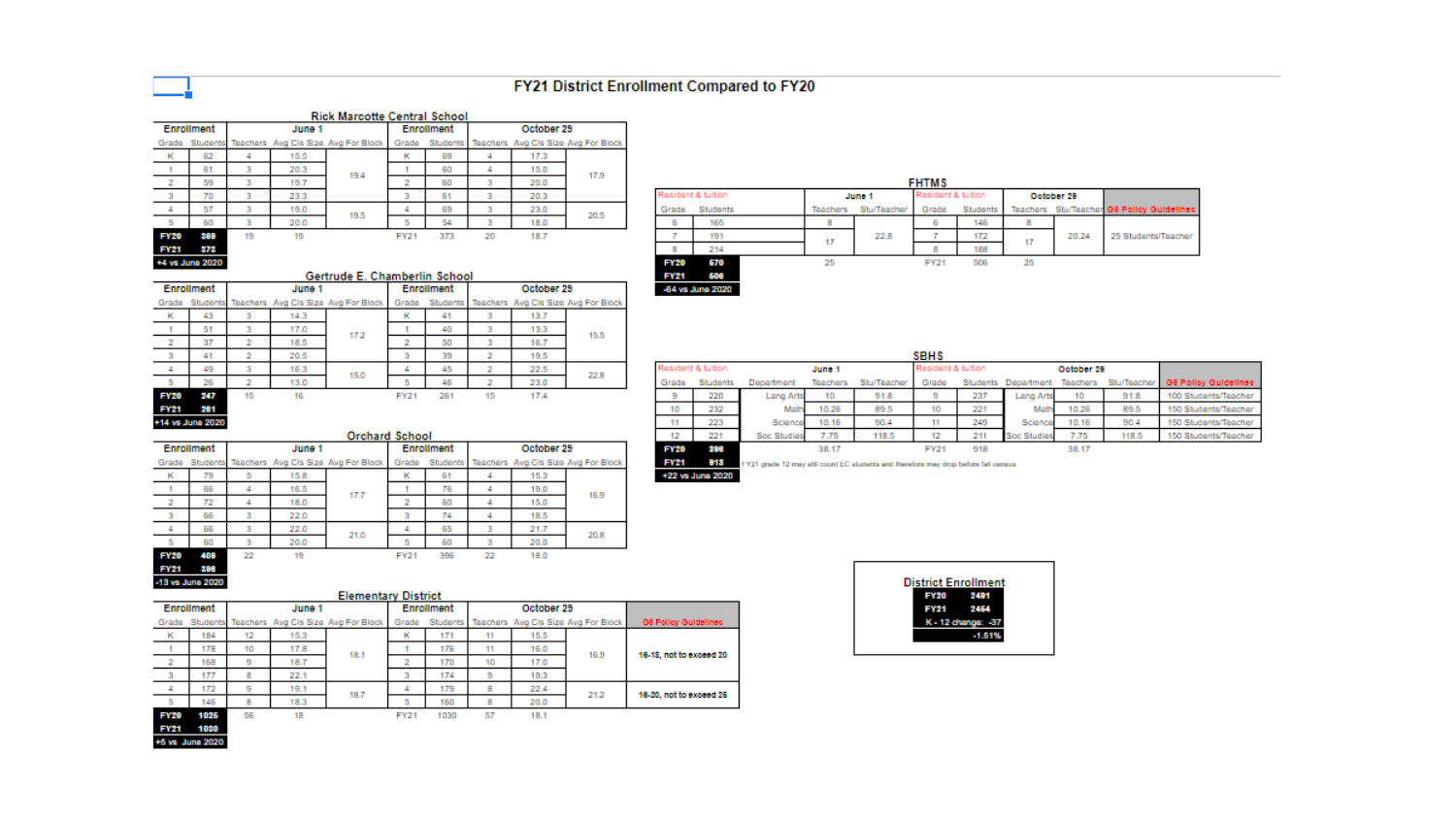# FY21 District Enrollment Compared to FY20

## Rick Marcotte Central School

| Enrollment | | June 1 | | | Enrollment | | October 29 | | |
|---|---|---|---|---|---|---|---|---|---|
| Grade | Students | Teachers | Avg Cls Size | Avg For Block | Grade | Students | Teachers | Avg Cls Size | Avg For Block |
| K | 62 | 4 | 15.5 | | K | 69 | 4 | 17.3 | |
| 1 | 61 | 3 | 20.3 | 19.4 | 1 | 60 | 4 | 15.0 | 17.9 |
| 2 | 59 | 3 | 19.7 | | 2 | 60 | 3 | 20.0 | |
| 3 | 70 | 3 | 23.3 | | 3 | 61 | 3 | 20.3 | |
| 4 | 57 | 3 | 19.0 | 19.5 | 4 | 69 | 3 | 23.0 | 20.5 |
| 5 | 60 | 3 | 20.0 | | 5 | 54 | 3 | 18.0 | |
| FY20 | 369 | 19 | 19 | | FY21 | 373 | 20 | 18.7 | |
| FY21 | 373 | | | | | | | | |
| +4 vs June 2020 | | | | | | | | | |

## Gertrude E. Chamberlin School

| Enrollment | | June 1 | | | Enrollment | | October 29 | | |
|---|---|---|---|---|---|---|---|---|---|
| Grade | Students | Teachers | Avg Cls Size | Avg For Block | Grade | Students | Teachers | Avg Cls Size | Avg For Block |
| K | 43 | 3 | 14.3 | | K | 41 | 3 | 13.7 | |
| 1 | 51 | 3 | 17.0 | 17.2 | 1 | 40 | 3 | 13.3 | 15.5 |
| 2 | 37 | 2 | 18.5 | | 2 | 50 | 3 | 16.7 | |
| 3 | 41 | 2 | 20.5 | | 3 | 39 | 2 | 19.5 | |
| 4 | 49 | 3 | 16.3 | 15.0 | 4 | 45 | 2 | 22.5 | 22.8 |
| 5 | 26 | 2 | 13.0 | | 5 | 46 | 2 | 23.0 | |
| FY20 | 247 | 15 | 16 | | FY21 | 261 | 15 | 17.4 | |
| FY21 | 261 | | | | | | | | |
| +14 vs June 2020 | | | | | | | | | |

## Orchard School

| Enrollment | | June 1 | | | Enrollment | | October 29 | | |
|---|---|---|---|---|---|---|---|---|---|
| Grade | Students | Teachers | Avg Cls Size | Avg For Block | Grade | Students | Teachers | Avg Cls Size | Avg For Block |
| K | 79 | 5 | 15.8 | | K | 61 | 4 | 15.3 | |
| 1 | 66 | 4 | 16.5 | 17.7 | 1 | 76 | 4 | 19.0 | 16.9 |
| 2 | 72 | 4 | 18.0 | | 2 | 60 | 4 | 15.0 | |
| 3 | 66 | 3 | 22.0 | | 3 | 74 | 4 | 18.5 | |
| 4 | 66 | 3 | 22.0 | 21.0 | 4 | 65 | 3 | 21.7 | 20.8 |
| 5 | 60 | 3 | 20.0 | | 5 | 60 | 3 | 20.0 | |
| FY20 | 409 | 22 | 19 | | FY21 | 396 | 22 | 18.0 | |
| FY21 | 396 | | | | | | | | |
| -13 vs June 2020 | | | | | | | | | |

## Elementary District

| Enrollment | | June 1 | | | Enrollment | | October 29 | | | SB Policy Guidelines |
|---|---|---|---|---|---|---|---|---|---|---|
| Grade | Students | Teachers | Avg Cls Size | Avg For Block | Grade | Students | Teachers | Avg Cls Size | Avg For Block | |
| K | 184 | 12 | 15.3 | | K | 171 | 11 | 15.5 | | |
| 1 | 178 | 10 | 17.8 | 18.1 | 1 | 176 | 11 | 16.0 | 16.9 | 16-18, not to exceed 20 |
| 2 | 168 | 9 | 18.7 | | 2 | 170 | 10 | 17.0 | | |
| 3 | 177 | 8 | 22.1 | | 3 | 174 | 9 | 19.3 | | |
| 4 | 172 | 9 | 19.1 | 18.7 | 4 | 179 | 8 | 22.4 | 21.2 | 18-20, not to exceed 25 |
| 5 | 146 | 8 | 18.3 | | 5 | 160 | 8 | 20.0 | | |
| FY20 | 1025 | 56 | 18 | | FY21 | 1030 | 57 | 18.1 | | |
| FY21 | 1030 | | | | | | | | | |
| +5 vs June 2020 | | | | | | | | | | |

## FHTMS

| Resident & tuition | | June 1 | | Resident & tuition | | October 29 | | SB Policy Guidelines |
|---|---|---|---|---|---|---|---|---|
| Grade | Students | Teachers | Stu/Teacher | Grade | Students | Teachers | Stu/Teacher | |
| 6 | 165 | 8 | | 6 | 146 | 8 | | |
| 7 | 191 | 17 | 22.8 | 7 | 172 | 17 | 20.24 | 25 Students/Teacher |
| 8 | 214 | | | 8 | 188 | | | |
| FY20 | 570 | 25 | | FY21 | 506 | 25 | | |
| FY21 | 506 | | | | | | | |
| -64 vs June 2020 | | | | | | | | |

## SBHS

| Resident & tuition | | June 1 | | | Resident & tuition | | October 29 | | | SB Policy Guidelines |
|---|---|---|---|---|---|---|---|---|---|---|
| Grade | Students | Department | Teachers | Stu/Teacher | Grade | Students | Department | Teachers | Stu/Teacher | |
| 9 | 220 | Lang Arts | 10 | 91.8 | 9 | 237 | Lang Arts | 10 | 91.8 | 100 Students/Teacher |
| 10 | 232 | Math | 10.26 | 89.5 | 10 | 221 | Math | 10.26 | 89.5 | 150 Students/Teacher |
| 11 | 223 | Science | 10.16 | 90.4 | 11 | 249 | Science | 10.16 | 90.4 | 150 Students/Teacher |
| 12 | 221 | Soc Studies | 7.75 | 118.5 | 12 | 211 | Soc Studies | 7.75 | 118.5 | 150 Students/Teacher |
| FY20 | 896 | | 38.17 | | FY21 | 918 | | 38.17 | | |
| FY21 | 918 | | | | | | | | | |
| +22 vs June 2020 | | | | | | | | | | |

FY21 grade 12 may still count EC students and therefore may drop before fall census

## District Enrollment

| | |
|---|---|
| FY20 | 2491 |
| FY21 | 2454 |
| K - 12 change: | -37 |
| | -1.51% |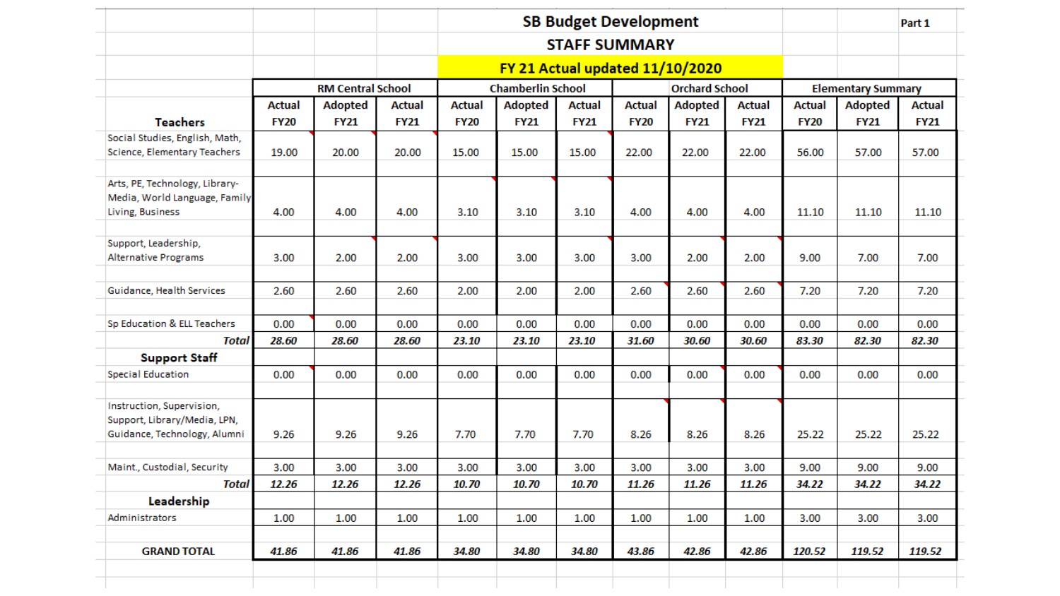# SB Budget Development

Part 1

## STAFF SUMMARY

**FY 21 Actual updated 11/10/2020**

| | RM Central School | | | Chamberlin School | | | Orchard School | | | Elementary Summary | | |
|---|---|---|---|---|---|---|---|---|---|---|---|---|
| **Teachers** | Actual FY20 | Adopted FY21 | Actual FY21 | Actual FY20 | Adopted FY21 | Actual FY21 | Actual FY20 | Adopted FY21 | Actual FY21 | Actual FY20 | Adopted FY21 | Actual FY21 |
| Social Studies, English, Math, Science, Elementary Teachers | 19.00 | 20.00 | 20.00 | 15.00 | 15.00 | 15.00 | 22.00 | 22.00 | 22.00 | 56.00 | 57.00 | 57.00 |
| Arts, PE, Technology, Library-Media, World Language, Family Living, Business | 4.00 | 4.00 | 4.00 | 3.10 | 3.10 | 3.10 | 4.00 | 4.00 | 4.00 | 11.10 | 11.10 | 11.10 |
| Support, Leadership, Alternative Programs | 3.00 | 2.00 | 2.00 | 3.00 | 3.00 | 3.00 | 3.00 | 2.00 | 2.00 | 9.00 | 7.00 | 7.00 |
| Guidance, Health Services | 2.60 | 2.60 | 2.60 | 2.00 | 2.00 | 2.00 | 2.60 | 2.60 | 2.60 | 7.20 | 7.20 | 7.20 |
| Sp Education & ELL Teachers | 0.00 | 0.00 | 0.00 | 0.00 | 0.00 | 0.00 | 0.00 | 0.00 | 0.00 | 0.00 | 0.00 | 0.00 |
| ***Total*** | ***28.60*** | ***28.60*** | ***28.60*** | ***23.10*** | ***23.10*** | ***23.10*** | ***31.60*** | ***30.60*** | ***30.60*** | ***83.30*** | ***82.30*** | ***82.30*** |
| **Support Staff** | | | | | | | | | | | | |
| Special Education | 0.00 | 0.00 | 0.00 | 0.00 | 0.00 | 0.00 | 0.00 | 0.00 | 0.00 | 0.00 | 0.00 | 0.00 |
| Instruction, Supervision, Support, Library/Media, LPN, Guidance, Technology, Alumni | 9.26 | 9.26 | 9.26 | 7.70 | 7.70 | 7.70 | 8.26 | 8.26 | 8.26 | 25.22 | 25.22 | 25.22 |
| Maint., Custodial, Security | 3.00 | 3.00 | 3.00 | 3.00 | 3.00 | 3.00 | 3.00 | 3.00 | 3.00 | 9.00 | 9.00 | 9.00 |
| ***Total*** | ***12.26*** | ***12.26*** | ***12.26*** | ***10.70*** | ***10.70*** | ***10.70*** | ***11.26*** | ***11.26*** | ***11.26*** | ***34.22*** | ***34.22*** | ***34.22*** |
| **Leadership** | | | | | | | | | | | | |
| Administrators | 1.00 | 1.00 | 1.00 | 1.00 | 1.00 | 1.00 | 1.00 | 1.00 | 1.00 | 3.00 | 3.00 | 3.00 |
| **GRAND TOTAL** | ***41.86*** | ***41.86*** | ***41.86*** | ***34.80*** | ***34.80*** | ***34.80*** | ***43.86*** | ***42.86*** | ***42.86*** | ***120.52*** | ***119.52*** | ***119.52*** |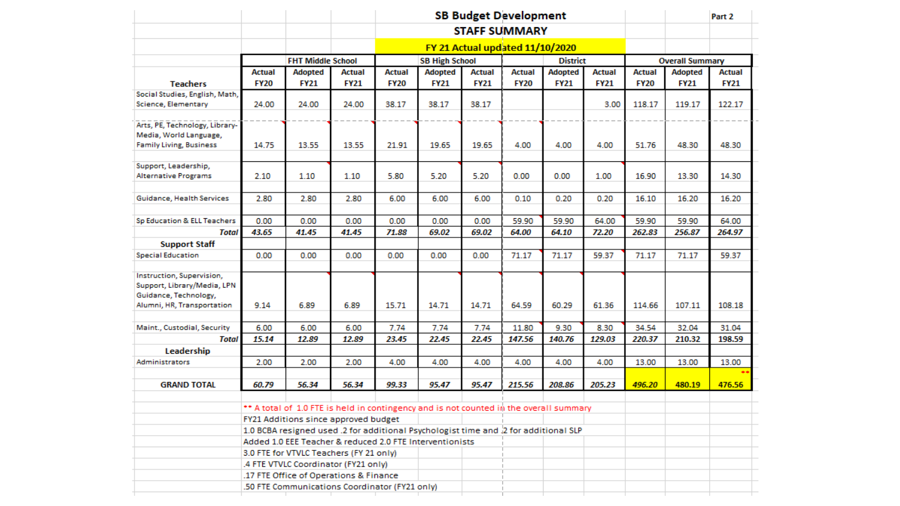# SB Budget Development

## STAFF SUMMARY

Part 2

**FY 21 Actual updated 11/10/2020**

| | FHT Middle School | | | SB High School | | | District | | | Overall Summary | | |
|---|---|---|---|---|---|---|---|---|---|---|---|---|
| **Teachers** | Actual FY20 | Adopted FY21 | Actual FY21 | Actual FY20 | Adopted FY21 | Actual FY21 | Actual FY20 | Adopted FY21 | Actual FY21 | Actual FY20 | Adopted FY21 | Actual FY21 |
| Social Studies, English, Math, Science, Elementary | 24.00 | 24.00 | 24.00 | 38.17 | 38.17 | 38.17 | | | 3.00 | 118.17 | 119.17 | 122.17 |
| Arts, PE, Technology, Library-Media, World Language, Family Living, Business | 14.75 | 13.55 | 13.55 | 21.91 | 19.65 | 19.65 | 4.00 | 4.00 | 4.00 | 51.76 | 48.30 | 48.30 |
| Support, Leadership, Alternative Programs | 2.10 | 1.10 | 1.10 | 5.80 | 5.20 | 5.20 | 0.00 | 0.00 | 1.00 | 16.90 | 13.30 | 14.30 |
| Guidance, Health Services | 2.80 | 2.80 | 2.80 | 6.00 | 6.00 | 6.00 | 0.10 | 0.20 | 0.20 | 16.10 | 16.20 | 16.20 |
| Sp Education & ELL Teachers | 0.00 | 0.00 | 0.00 | 0.00 | 0.00 | 0.00 | 59.90 | 59.90 | 64.00 | 59.90 | 59.90 | 64.00 |
| ***Total*** | ***43.65*** | ***41.45*** | ***41.45*** | ***71.88*** | ***69.02*** | ***69.02*** | ***64.00*** | ***64.10*** | ***72.20*** | ***262.83*** | ***256.87*** | ***264.97*** |
| **Support Staff** | | | | | | | | | | | | |
| Special Education | 0.00 | 0.00 | 0.00 | 0.00 | 0.00 | 0.00 | 71.17 | 71.17 | 59.37 | 71.17 | 71.17 | 59.37 |
| Instruction, Supervision, Support, Library/Media, LPN Guidance, Technology, Alumni, HR, Transportation | 9.14 | 6.89 | 6.89 | 15.71 | 14.71 | 14.71 | 64.59 | 60.29 | 61.36 | 114.66 | 107.11 | 108.18 |
| Maint., Custodial, Security | 6.00 | 6.00 | 6.00 | 7.74 | 7.74 | 7.74 | 11.80 | 9.30 | 8.30 | 34.54 | 32.04 | 31.04 |
| ***Total*** | ***15.14*** | ***12.89*** | ***12.89*** | ***23.45*** | ***22.45*** | ***22.45*** | ***147.56*** | ***140.76*** | ***129.03*** | ***220.37*** | ***210.32*** | ***198.59*** |
| **Leadership** | | | | | | | | | | | | |
| Administrators | 2.00 | 2.00 | 2.00 | 4.00 | 4.00 | 4.00 | 4.00 | 4.00 | 4.00 | 13.00 | 13.00 | 13.00 |
| **GRAND TOTAL** | ***60.79*** | ***56.34*** | ***56.34*** | ***99.33*** | ***95.47*** | ***95.47*** | ***215.56*** | ***208.86*** | ***205.23*** | ***496.20*** | ***480.19*** | ***476.56*** ** |

** A total of 1.0 FTE is held in contingency and is not counted in the overall summary

FY21 Additions since approved budget

1.0 BCBA resigned used .2 for additional Psychologist time and .2 for additional SLP

Added 1.0 EEE Teacher & reduced 2.0 FTE Interventionists

3.0 FTE for VTVLC Teachers (FY 21 only)

.4 FTE VTVLC Coordinator (FY21 only)

.17 FTE Office of Operations & Finance

.50 FTE Communications Coordinator (FY21 only)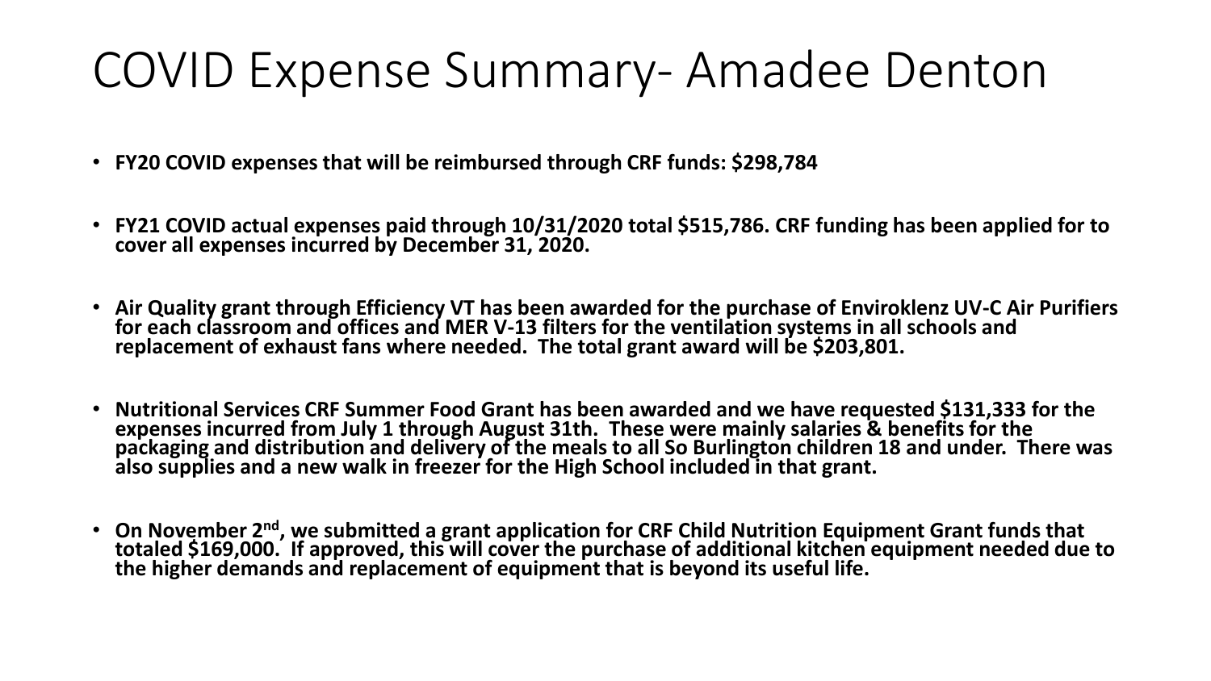# COVID Expense Summary- Amadee Denton

- **FY20 COVID expenses that will be reimbursed through CRF funds: $298,784**
- **FY21 COVID actual expenses paid through 10/31/2020 total $515,786. CRF funding has been applied for to cover all expenses incurred by December 31, 2020.**
- **Air Quality grant through Efficiency VT has been awarded for the purchase of Enviroklenz UV-C Air Purifiers for each classroom and offices and MER V-13 filters for the ventilation systems in all schools and replacement of exhaust fans where needed. The total grant award will be $203,801.**
- **Nutritional Services CRF Summer Food Grant has been awarded and we have requested $131,333 for the expenses incurred from July 1 through August 31th. These were mainly salaries & benefits for the packaging and distribution and delivery of the meals to all So Burlington children 18 and under. There was also supplies and a new walk in freezer for the High School included in that grant.**
- **On November 2nd, we submitted a grant application for CRF Child Nutrition Equipment Grant funds that totaled $169,000. If approved, this will cover the purchase of additional kitchen equipment needed due to the higher demands and replacement of equipment that is beyond its useful life.**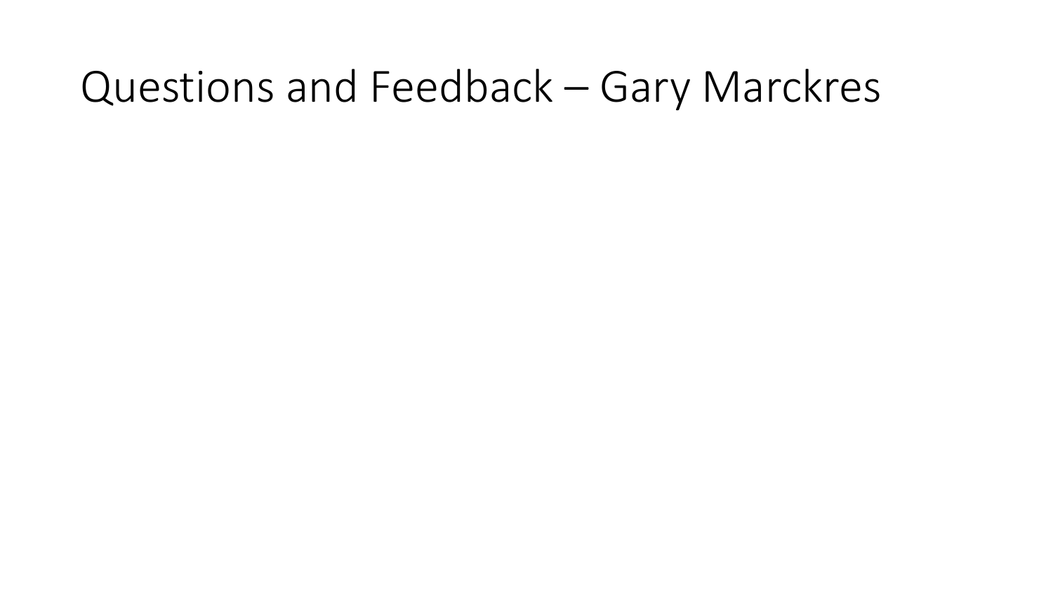# Questions and Feedback – Gary Marckres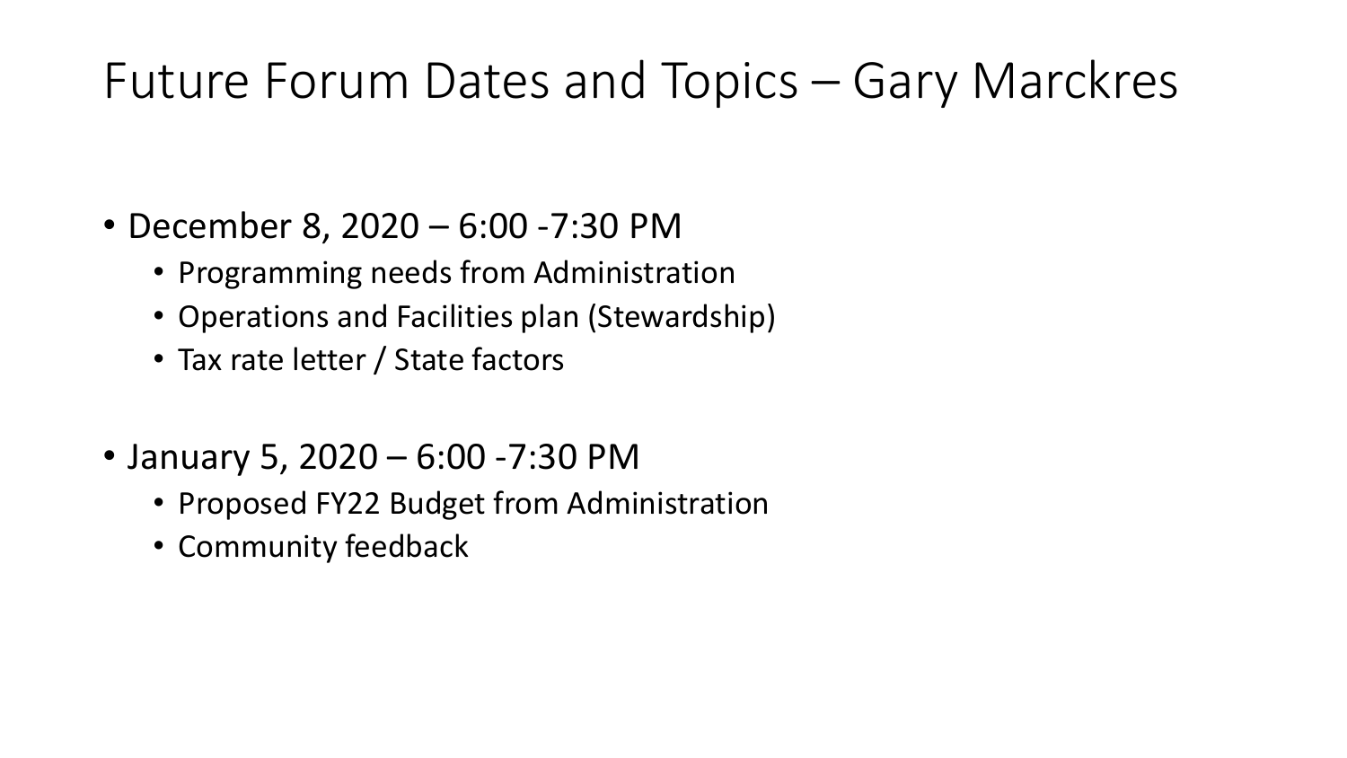# Future Forum Dates and Topics – Gary Marckres

- December 8, 2020 – 6:00 -7:30 PM
  - Programming needs from Administration
  - Operations and Facilities plan (Stewardship)
  - Tax rate letter / State factors
- January 5, 2020 – 6:00 -7:30 PM
  - Proposed FY22 Budget from Administration
  - Community feedback